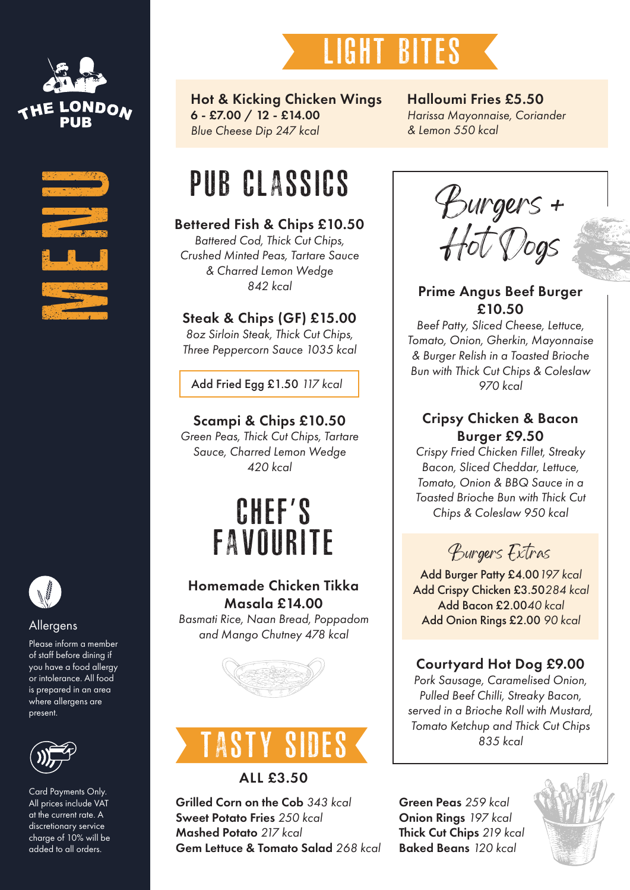# THE LONDON PUB

# MENU

## LIGHT BITES

**Hot & Kicking Chicken Wings**
**6 - £7.00 / 12 - £14.00**
*Blue Cheese Dip 247 kcal*

**Halloumi Fries £5.50**
*Harissa Mayonnaise, Coriander & Lemon 550 kcal*

## PUB CLASSICS

**Bettered Fish & Chips £10.50**
*Battered Cod, Thick Cut Chips, Crushed Minted Peas, Tartare Sauce & Charred Lemon Wedge*
*842 kcal*

**Steak & Chips (GF) £15.00**
*8oz Sirloin Steak, Thick Cut Chips, Three Peppercorn Sauce 1035 kcal*

Add Fried Egg £1.50 *117 kcal*

**Scampi & Chips £10.50**
*Green Peas, Thick Cut Chips, Tartare Sauce, Charred Lemon Wedge*
*420 kcal*

## CHEF'S FAVOURITE

**Homemade Chicken Tikka Masala £14.00**
*Basmati Rice, Naan Bread, Poppadom and Mango Chutney 478 kcal*

## Burgers + Hot Dogs

**Prime Angus Beef Burger £10.50**
*Beef Patty, Sliced Cheese, Lettuce, Tomato, Onion, Gherkin, Mayonnaise & Burger Relish in a Toasted Brioche Bun with Thick Cut Chips & Coleslaw*
*970 kcal*

**Cripsy Chicken & Bacon Burger £9.50**
*Crispy Fried Chicken Fillet, Streaky Bacon, Sliced Cheddar, Lettuce, Tomato, Onion & BBQ Sauce in a Toasted Brioche Bun with Thick Cut Chips & Coleslaw 950 kcal*

### Burgers Extras

Add Burger Patty £4.00 *197 kcal*
Add Crispy Chicken £3.50 *284 kcal*
Add Bacon £2.00 *40 kcal*
Add Onion Rings £2.00 *90 kcal*

**Courtyard Hot Dog £9.00**
*Pork Sausage, Caramelised Onion, Pulled Beef Chilli, Streaky Bacon, served in a Brioche Roll with Mustard, Tomato Ketchup and Thick Cut Chips*
*835 kcal*

## TASTY SIDES

**ALL £3.50**

**Grilled Corn on the Cob** *343 kcal*
**Sweet Potato Fries** *250 kcal*
**Mashed Potato** *217 kcal*
**Gem Lettuce & Tomato Salad** *268 kcal*
**Green Peas** *259 kcal*
**Onion Rings** *197 kcal*
**Thick Cut Chips** *219 kcal*
**Baked Beans** *120 kcal*

### Allergens

Please inform a member of staff before dining if you have a food allergy or intolerance. All food is prepared in an area where allergens are present.

Card Payments Only. All prices include VAT at the current rate. A discretionary service charge of 10% will be added to all orders.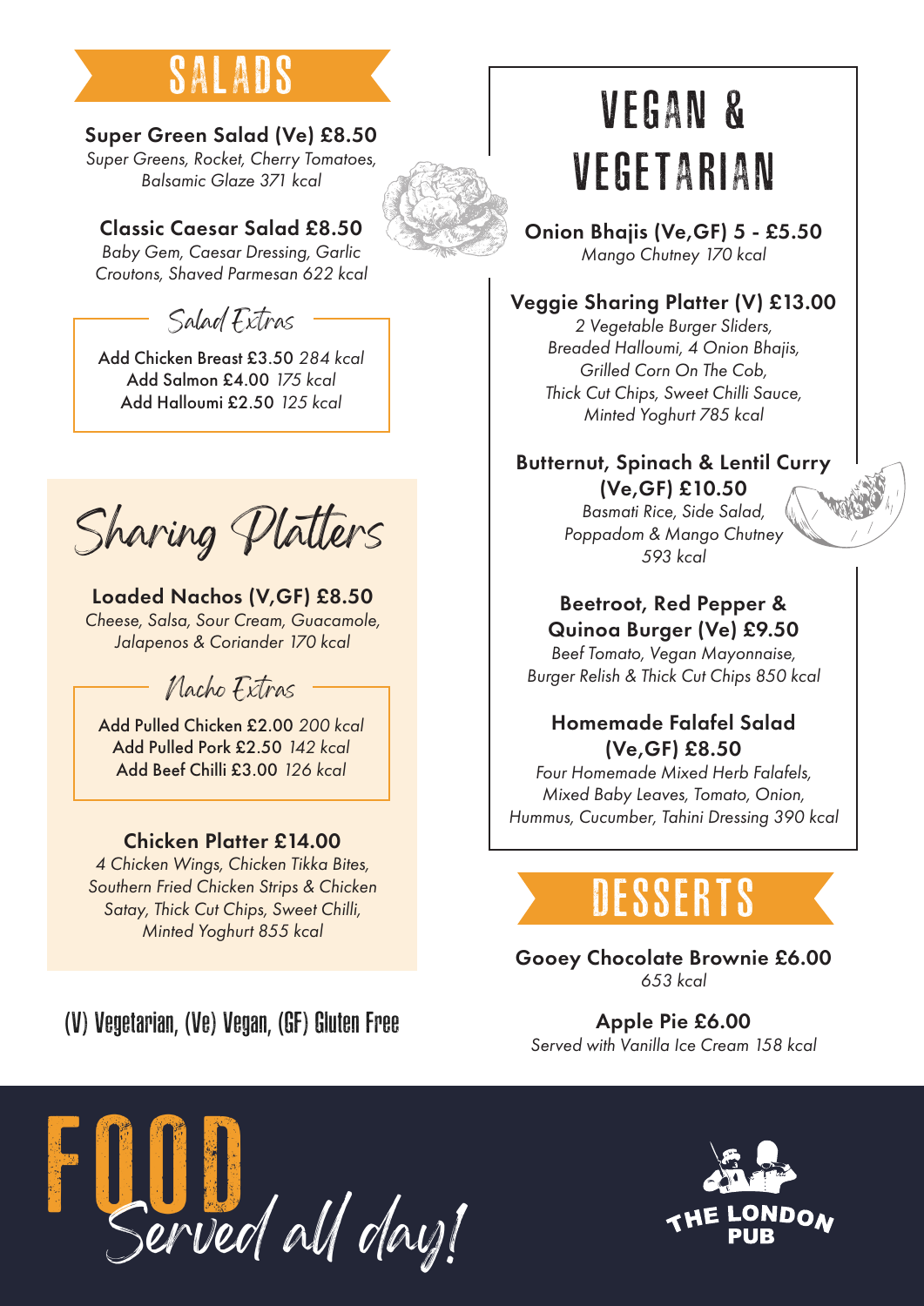## SALADS

**Super Green Salad (Ve) £8.50**
*Super Greens, Rocket, Cherry Tomatoes, Balsamic Glaze 371 kcal*

**Classic Caesar Salad £8.50**
*Baby Gem, Caesar Dressing, Garlic Croutons, Shaved Parmesan 622 kcal*

### Salad Extras

Add Chicken Breast £3.50 *284 kcal*
Add Salmon £4.00 *175 kcal*
Add Halloumi £2.50 *125 kcal*

## Sharing Platters

**Loaded Nachos (V,GF) £8.50**
*Cheese, Salsa, Sour Cream, Guacamole, Jalapenos & Coriander 170 kcal*

### Nacho Extras

Add Pulled Chicken £2.00 *200 kcal*
Add Pulled Pork £2.50 *142 kcal*
Add Beef Chilli £3.00 *126 kcal*

**Chicken Platter £14.00**
*4 Chicken Wings, Chicken Tikka Bites, Southern Fried Chicken Strips & Chicken Satay, Thick Cut Chips, Sweet Chilli, Minted Yoghurt 855 kcal*

(V) Vegetarian, (Ve) Vegan, (GF) Gluten Free

## VEGAN & VEGETARIAN

**Onion Bhajis (Ve,GF) 5 - £5.50**
*Mango Chutney 170 kcal*

**Veggie Sharing Platter (V) £13.00**
*2 Vegetable Burger Sliders, Breaded Halloumi, 4 Onion Bhajis, Grilled Corn On The Cob, Thick Cut Chips, Sweet Chilli Sauce, Minted Yoghurt 785 kcal*

**Butternut, Spinach & Lentil Curry (Ve,GF) £10.50**
*Basmati Rice, Side Salad, Poppadom & Mango Chutney 593 kcal*

**Beetroot, Red Pepper & Quinoa Burger (Ve) £9.50**
*Beef Tomato, Vegan Mayonnaise, Burger Relish & Thick Cut Chips 850 kcal*

**Homemade Falafel Salad (Ve,GF) £8.50**
*Four Homemade Mixed Herb Falafels, Mixed Baby Leaves, Tomato, Onion, Hummus, Cucumber, Tahini Dressing 390 kcal*

## DESSERTS

**Gooey Chocolate Brownie £6.00**
*653 kcal*

**Apple Pie £6.00**
*Served with Vanilla Ice Cream 158 kcal*

FOOD Served all day!

THE LONDON PUB